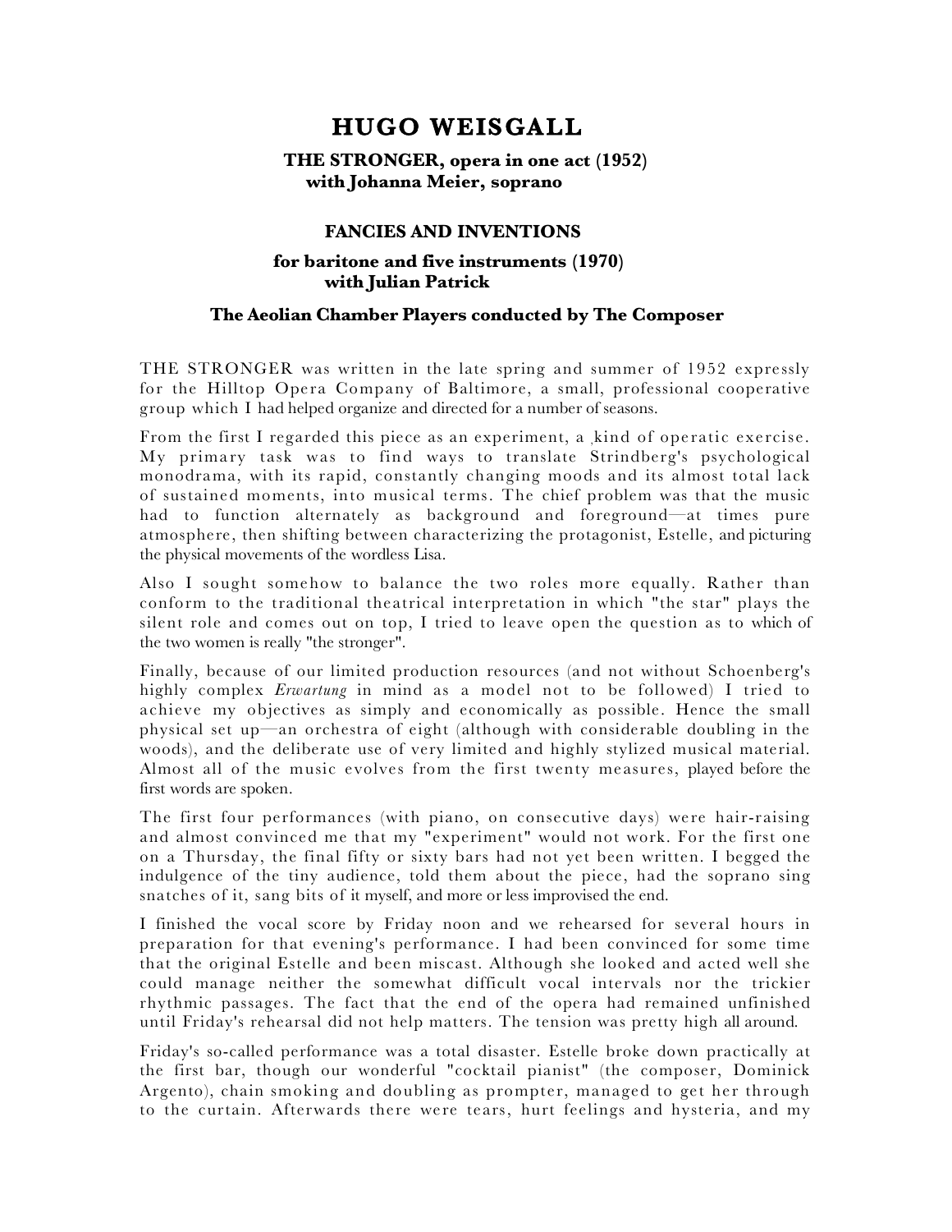# HUGO WEISGALL

**THE STRONGER, opera in one act (1952)**
**with Johanna Meier, soprano**

**FANCIES AND INVENTIONS**

**for baritone and five instruments (1970)**
**with Julian Patrick**

**The Aeolian Chamber Players conducted by The Composer**

THE STRONGER was written in the late spring and summer of 1952 expressly for the Hilltop Opera Company of Baltimore, a small, professional cooperative group which I had helped organize and directed for a number of seasons.

From the first I regarded this piece as an experiment, a kind of operatic exercise. My primary task was to find ways to translate Strindberg's psychological monodrama, with its rapid, constantly changing moods and its almost total lack of sustained moments, into musical terms. The chief problem was that the music had to function alternately as background and foreground—at times pure atmosphere, then shifting between characterizing the protagonist, Estelle, and picturing the physical movements of the wordless Lisa.

Also I sought somehow to balance the two roles more equally. Rather than conform to the traditional theatrical interpretation in which "the star" plays the silent role and comes out on top, I tried to leave open the question as to which of the two women is really "the stronger".

Finally, because of our limited production resources (and not without Schoenberg's highly complex *Erwartung* in mind as a model not to be followed) I tried to achieve my objectives as simply and economically as possible. Hence the small physical set up—an orchestra of eight (although with considerable doubling in the woods), and the deliberate use of very limited and highly stylized musical material. Almost all of the music evolves from the first twenty measures, played before the first words are spoken.

The first four performances (with piano, on consecutive days) were hair-raising and almost convinced me that my "experiment" would not work. For the first one on a Thursday, the final fifty or sixty bars had not yet been written. I begged the indulgence of the tiny audience, told them about the piece, had the soprano sing snatches of it, sang bits of it myself, and more or less improvised the end.

I finished the vocal score by Friday noon and we rehearsed for several hours in preparation for that evening's performance. I had been convinced for some time that the original Estelle and been miscast. Although she looked and acted well she could manage neither the somewhat difficult vocal intervals nor the trickier rhythmic passages. The fact that the end of the opera had remained unfinished until Friday's rehearsal did not help matters. The tension was pretty high all around.

Friday's so-called performance was a total disaster. Estelle broke down practically at the first bar, though our wonderful "cocktail pianist" (the composer, Dominick Argento), chain smoking and doubling as prompter, managed to get her through to the curtain. Afterwards there were tears, hurt feelings and hysteria, and my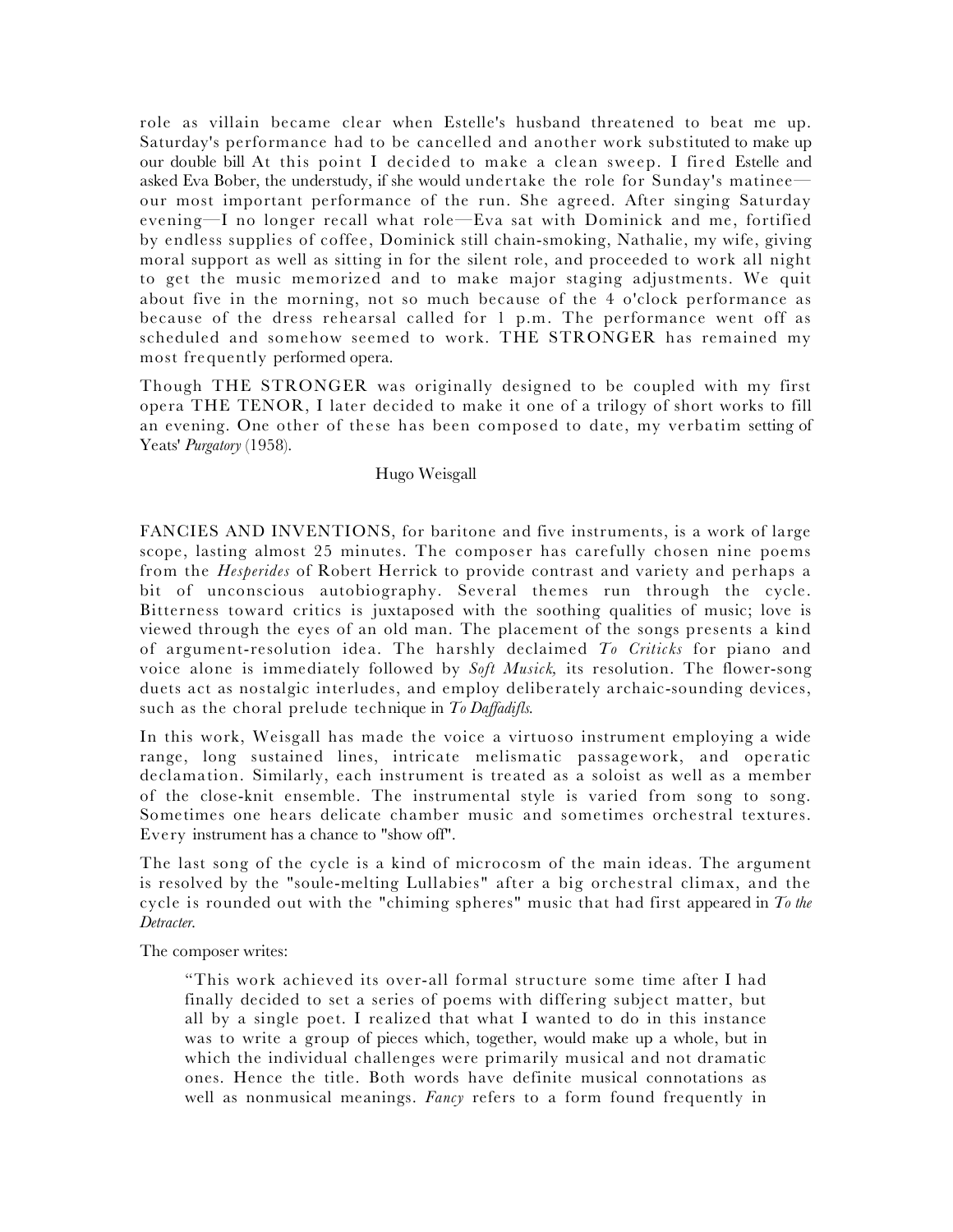role as villain became clear when Estelle's husband threatened to beat me up. Saturday's performance had to be cancelled and another work substituted to make up our double bill At this point I decided to make a clean sweep. I fired Estelle and asked Eva Bober, the understudy, if she would undertake the role for Sunday's matinee—our most important performance of the run. She agreed. After singing Saturday evening—I no longer recall what role—Eva sat with Dominick and me, fortified by endless supplies of coffee, Dominick still chain-smoking, Nathalie, my wife, giving moral support as well as sitting in for the silent role, and proceeded to work all night to get the music memorized and to make major staging adjustments. We quit about five in the morning, not so much because of the 4 o'clock performance as because of the dress rehearsal called for 1 p.m. The performance went off as scheduled and somehow seemed to work. THE STRONGER has remained my most frequently performed opera.

Though THE STRONGER was originally designed to be coupled with my first opera THE TENOR, I later decided to make it one of a trilogy of short works to fill an evening. One other of these has been composed to date, my verbatim setting of Yeats' *Purgatory* (1958).

Hugo Weisgall

FANCIES AND INVENTIONS, for baritone and five instruments, is a work of large scope, lasting almost 25 minutes. The composer has carefully chosen nine poems from the *Hesperides* of Robert Herrick to provide contrast and variety and perhaps a bit of unconscious autobiography. Several themes run through the cycle. Bitterness toward critics is juxtaposed with the soothing qualities of music; love is viewed through the eyes of an old man. The placement of the songs presents a kind of argument-resolution idea. The harshly declaimed *To Criticks* for piano and voice alone is immediately followed by *Soft Musick,* its resolution. The flower-song duets act as nostalgic interludes, and employ deliberately archaic-sounding devices, such as the choral prelude technique in *To Daffadifls.*

In this work, Weisgall has made the voice a virtuoso instrument employing a wide range, long sustained lines, intricate melismatic passagework, and operatic declamation. Similarly, each instrument is treated as a soloist as well as a member of the close-knit ensemble. The instrumental style is varied from song to song. Sometimes one hears delicate chamber music and sometimes orchestral textures. Every instrument has a chance to "show off".

The last song of the cycle is a kind of microcosm of the main ideas. The argument is resolved by the "soule-melting Lullabies" after a big orchestral climax, and the cycle is rounded out with the "chiming spheres" music that had first appeared in *To the Detracter.*

The composer writes:

> "This work achieved its over-all formal structure some time after I had finally decided to set a series of poems with differing subject matter, but all by a single poet. I realized that what I wanted to do in this instance was to write a group of pieces which, together, would make up a whole, but in which the individual challenges were primarily musical and not dramatic ones. Hence the title. Both words have definite musical connotations as well as nonmusical meanings. *Fancy* refers to a form found frequently in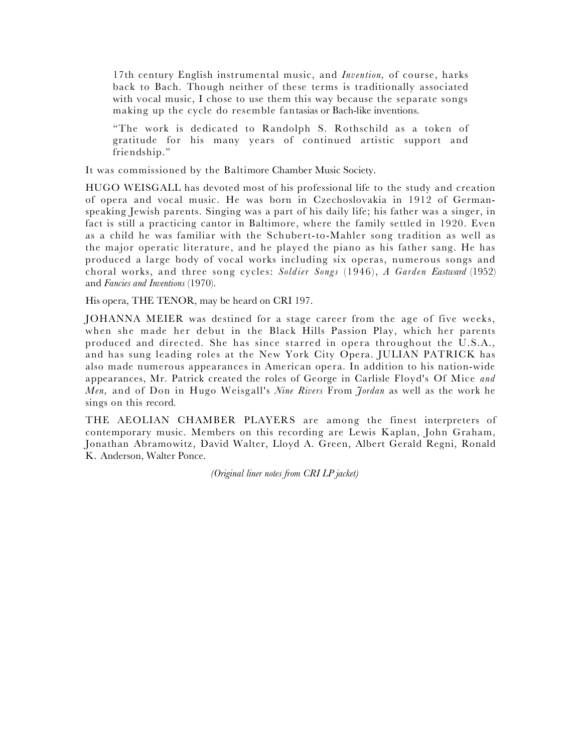17th century English instrumental music, and *Invention,* of course, harks back to Bach. Though neither of these terms is traditionally associated with vocal music, I chose to use them this way because the separate songs making up the cycle do resemble fantasias or Bach-like inventions.

"The work is dedicated to Randolph S. Rothschild as a token of gratitude for his many years of continued artistic support and friendship."

It was commissioned by the Baltimore Chamber Music Society.

HUGO WEISGALL has devoted most of his professional life to the study and creation of opera and vocal music. He was born in Czechoslovakia in 1912 of German-speaking Jewish parents. Singing was a part of his daily life; his father was a singer, in fact is still a practicing cantor in Baltimore, where the family settled in 1920. Even as a child he was familiar with the Schubert-to-Mahler song tradition as well as the major operatic literature, and he played the piano as his father sang. He has produced a large body of vocal works including six operas, numerous songs and choral works, and three song cycles: *Soldier Songs* (1946), *A Garden Eastward* (1952) and *Fancies and Inventions* (1970).

His opera, THE TENOR, may be heard on CRI 197.

JOHANNA MEIER was destined for a stage career from the age of five weeks, when she made her debut in the Black Hills Passion Play, which her parents produced and directed. She has since starred in opera throughout the U.S.A., and has sung leading roles at the New York City Opera. JULIAN PATRICK has also made numerous appearances in American opera. In addition to his nation-wide appearances, Mr. Patrick created the roles of George in Carlisle Floyd's Of Mice *and Men,* and of Don in Hugo Weisgall's *Nine Rivers* From *Jordan* as well as the work he sings on this record.

THE AEOLIAN CHAMBER PLAYERS are among the finest interpreters of contemporary music. Members on this recording are Lewis Kaplan, John Graham, Jonathan Abramowitz, David Walter, Lloyd A. Green, Albert Gerald Regni, Ronald K. Anderson, Walter Ponce.

*(Original liner notes from CRI LP jacket)*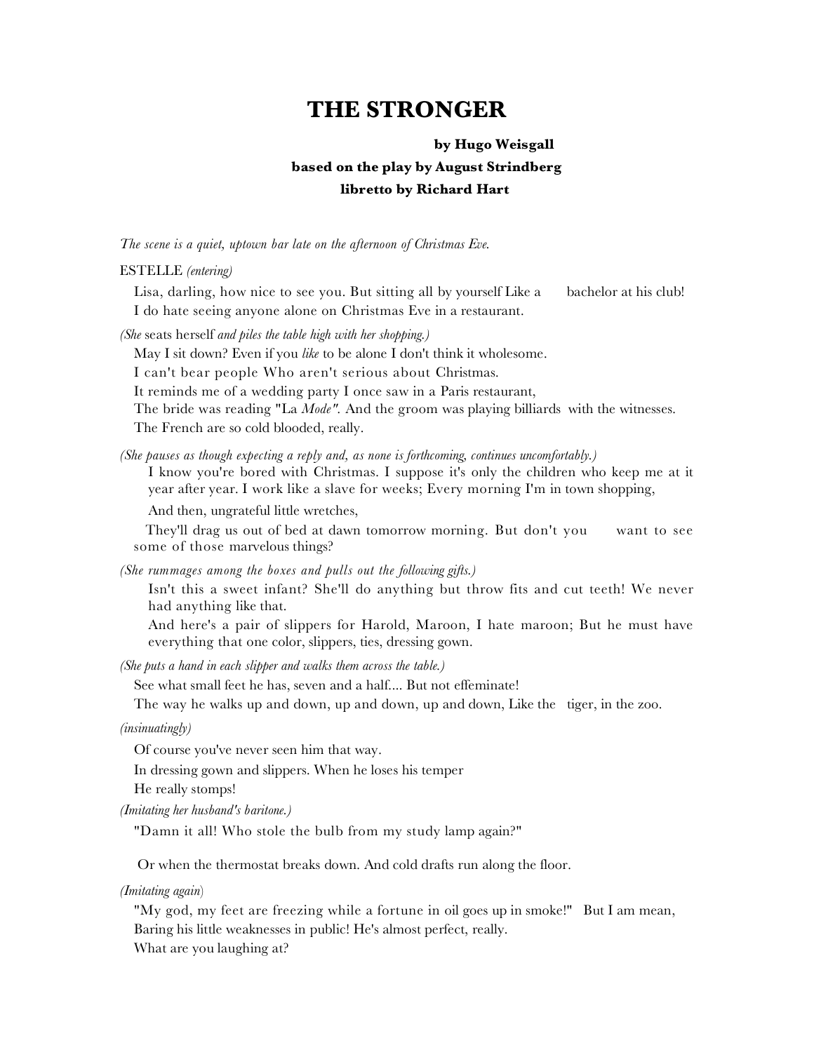# THE STRONGER

**by Hugo Weisgall**
**based on the play by August Strindberg**
**libretto by Richard Hart**

*The scene is a quiet, uptown bar late on the afternoon of Christmas Eve.*

ESTELLE *(entering)*

Lisa, darling, how nice to see you. But sitting all by yourself Like a bachelor at his club!
I do hate seeing anyone alone on Christmas Eve in a restaurant.

*(She seats herself and piles the table high with her shopping.)*

May I sit down? Even if you *like* to be alone I don't think it wholesome.
I can't bear people Who aren't serious about Christmas.
It reminds me of a wedding party I once saw in a Paris restaurant,
The bride was reading "La *Mode"*. And the groom was playing billiards with the witnesses.
The French are so cold blooded, really.

*(She pauses as though expecting a reply and, as none is forthcoming, continues uncomfortably.)*

I know you're bored with Christmas. I suppose it's only the children who keep me at it year after year. I work like a slave for weeks; Every morning I'm in town shopping,

And then, ungrateful little wretches,

They'll drag us out of bed at dawn tomorrow morning. But don't you want to see some of those marvelous things?

*(She rummages among the boxes and pulls out the following gifts.)*

Isn't this a sweet infant? She'll do anything but throw fits and cut teeth! We never had anything like that.

And here's a pair of slippers for Harold, Maroon, I hate maroon; But he must have everything that one color, slippers, ties, dressing gown.

*(She puts a hand in each slipper and walks them across the table.)*

See what small feet he has, seven and a half.... But not effeminate!
The way he walks up and down, up and down, up and down, Like the tiger, in the zoo.

*(insinuatingly)*

Of course you've never seen him that way.
In dressing gown and slippers. When he loses his temper
He really stomps!

*(Imitating her husband's baritone.)*

"Damn it all! Who stole the bulb from my study lamp again?"

Or when the thermostat breaks down. And cold drafts run along the floor.

*(Imitating again)*

"My god, my feet are freezing while a fortune in oil goes up in smoke!" But I am mean,
Baring his little weaknesses in public! He's almost perfect, really.
What are you laughing at?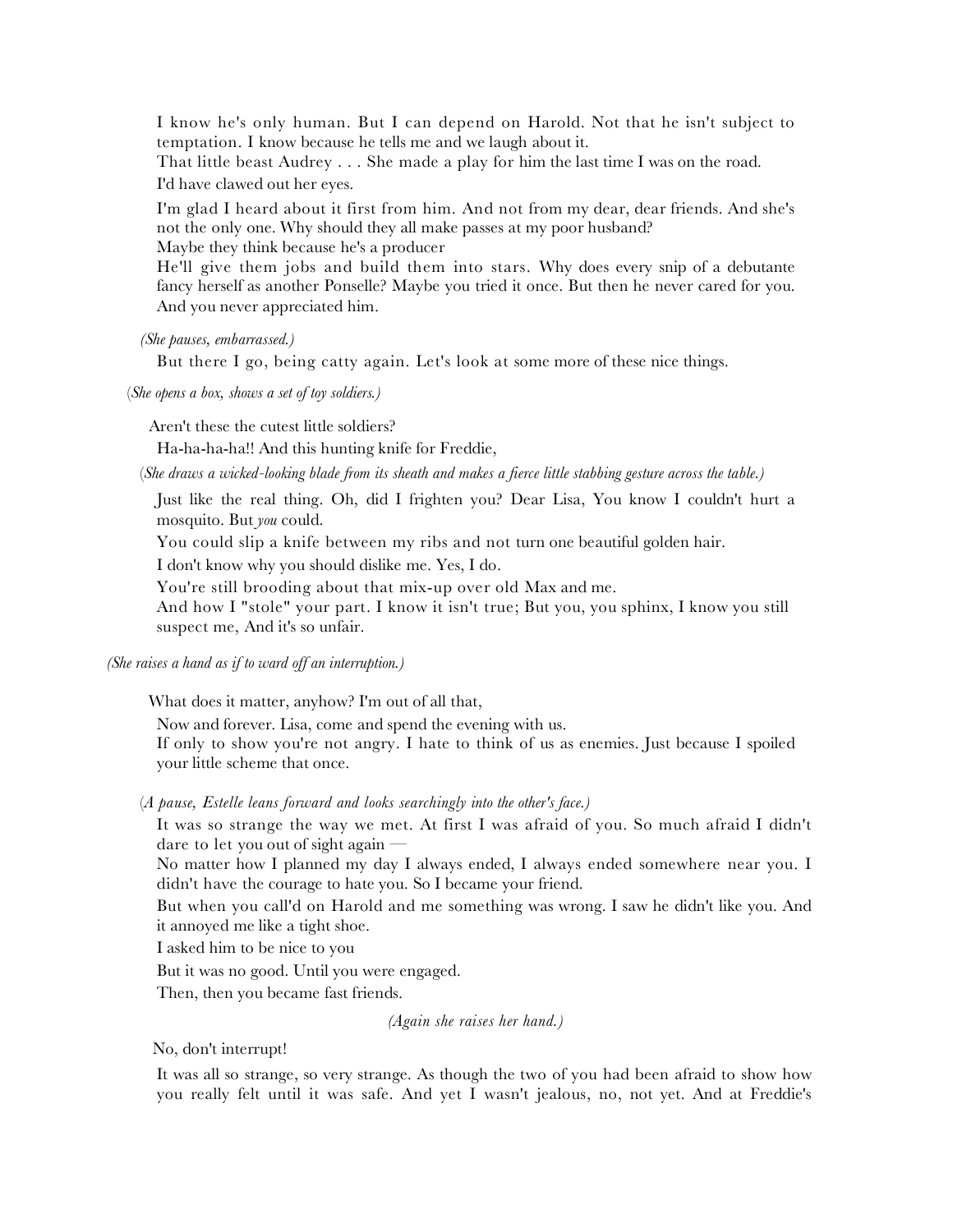I know he's only human. But I can depend on Harold. Not that he isn't subject to temptation. I know because he tells me and we laugh about it.

That little beast Audrey . . . She made a play for him the last time I was on the road.

I'd have clawed out her eyes.

I'm glad I heard about it first from him. And not from my dear, dear friends. And she's not the only one. Why should they all make passes at my poor husband?

Maybe they think because he's a producer

He'll give them jobs and build them into stars. Why does every snip of a debutante fancy herself as another Ponselle? Maybe you tried it once. But then he never cared for you. And you never appreciated him.

*(She pauses, embarrassed.)*

But there I go, being catty again. Let's look at some more of these nice things.

*(She opens a box, shows a set of toy soldiers.)*

Aren't these the cutest little soldiers?

Ha-ha-ha-ha!! And this hunting knife for Freddie,

*(She draws a wicked-looking blade from its sheath and makes a fierce little stabbing gesture across the table.)*

Just like the real thing. Oh, did I frighten you? Dear Lisa, You know I couldn't hurt a mosquito. But *you* could.

You could slip a knife between my ribs and not turn one beautiful golden hair.

I don't know why you should dislike me. Yes, I do.

You're still brooding about that mix-up over old Max and me.

And how I "stole" your part. I know it isn't true; But you, you sphinx, I know you still suspect me, And it's so unfair.

*(She raises a hand as if to ward off an interruption.)*

What does it matter, anyhow? I'm out of all that,

Now and forever. Lisa, come and spend the evening with us.

If only to show you're not angry. I hate to think of us as enemies. Just because I spoiled your little scheme that once.

*(A pause, Estelle leans forward and looks searchingly into the other's face.)*

It was so strange the way we met. At first I was afraid of you. So much afraid I didn't dare to let you out of sight again —

No matter how I planned my day I always ended, I always ended somewhere near you. I didn't have the courage to hate you. So I became your friend.

But when you call'd on Harold and me something was wrong. I saw he didn't like you. And it annoyed me like a tight shoe.

I asked him to be nice to you

But it was no good. Until you were engaged.

Then, then you became fast friends.

*(Again she raises her hand.)*

No, don't interrupt!

It was all so strange, so very strange. As though the two of you had been afraid to show how you really felt until it was safe. And yet I wasn't jealous, no, not yet. And at Freddie's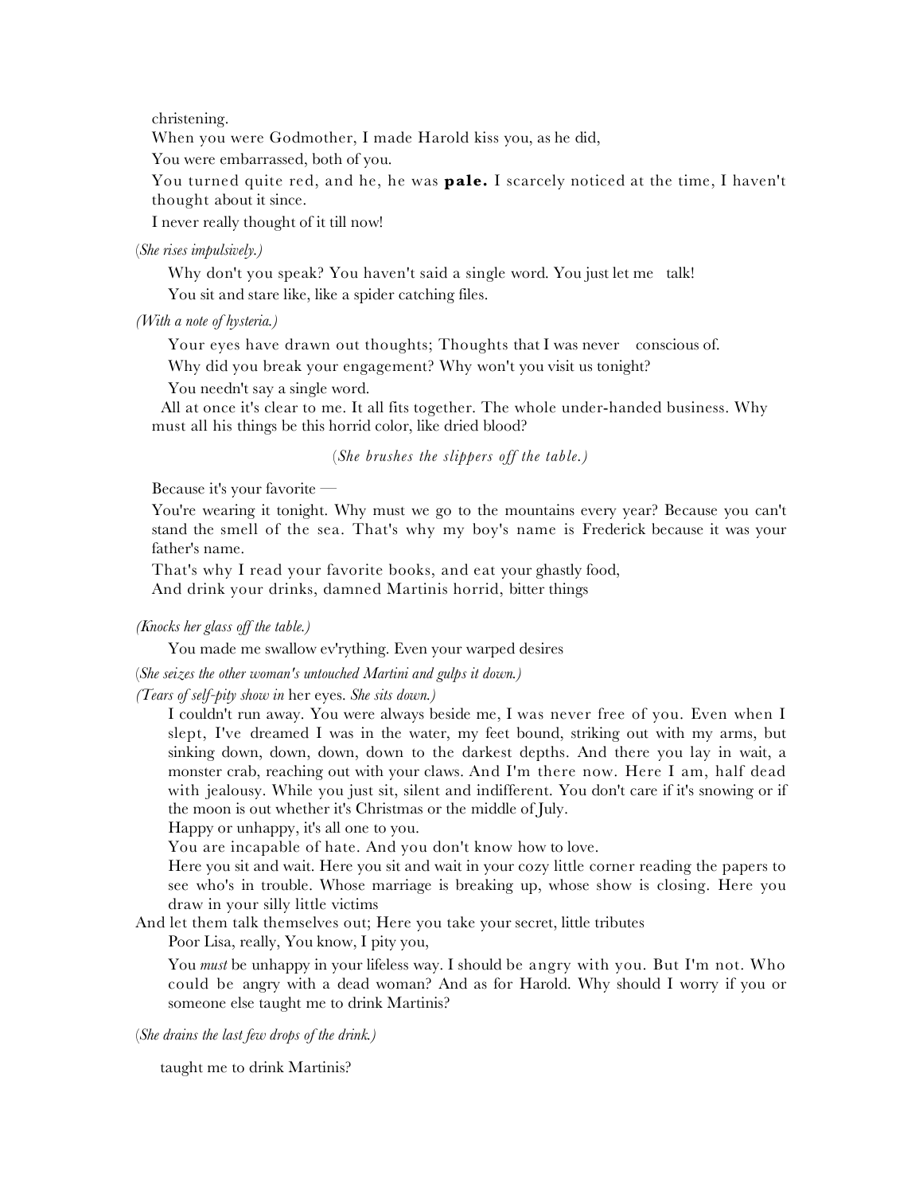christening.

When you were Godmother, I made Harold kiss you, as he did,

You were embarrassed, both of you.

You turned quite red, and he, he was **pale.** I scarcely noticed at the time, I haven't thought about it since.

I never really thought of it till now!

(*She rises impulsively.)*

Why don't you speak? You haven't said a single word. You just let me talk!

You sit and stare like, like a spider catching files.

*(With a note of hysteria.)*

Your eyes have drawn out thoughts; Thoughts that I was never conscious of.

Why did you break your engagement? Why won't you visit us tonight?

You needn't say a single word.

All at once it's clear to me. It all fits together. The whole under-handed business. Why must all his things be this horrid color, like dried blood?

(*She brushes the slippers off the table.)*

Because it's your favorite —

You're wearing it tonight. Why must we go to the mountains every year? Because you can't stand the smell of the sea. That's why my boy's name is Frederick because it was your father's name.

That's why I read your favorite books, and eat your ghastly food,

And drink your drinks, damned Martinis horrid, bitter things

*(Knocks her glass off the table.)*

You made me swallow ev'rything. Even your warped desires

(*She seizes the other woman's untouched Martini and gulps it down.)*

*(Tears of self-pity show in* her eyes. *She sits down.)*

I couldn't run away. You were always beside me, I was never free of you. Even when I slept, I've dreamed I was in the water, my feet bound, striking out with my arms, but sinking down, down, down, down to the darkest depths. And there you lay in wait, a monster crab, reaching out with your claws. And I'm there now. Here I am, half dead with jealousy. While you just sit, silent and indifferent. You don't care if it's snowing or if the moon is out whether it's Christmas or the middle of July.

Happy or unhappy, it's all one to you.

You are incapable of hate. And you don't know how to love.

Here you sit and wait. Here you sit and wait in your cozy little corner reading the papers to see who's in trouble. Whose marriage is breaking up, whose show is closing. Here you draw in your silly little victims

And let them talk themselves out; Here you take your secret, little tributes

Poor Lisa, really, You know, I pity you,

You *must* be unhappy in your lifeless way. I should be angry with you. But I'm not. Who could be angry with a dead woman? And as for Harold. Why should I worry if you or someone else taught me to drink Martinis?

(*She drains the last few drops of the drink.)*

taught me to drink Martinis?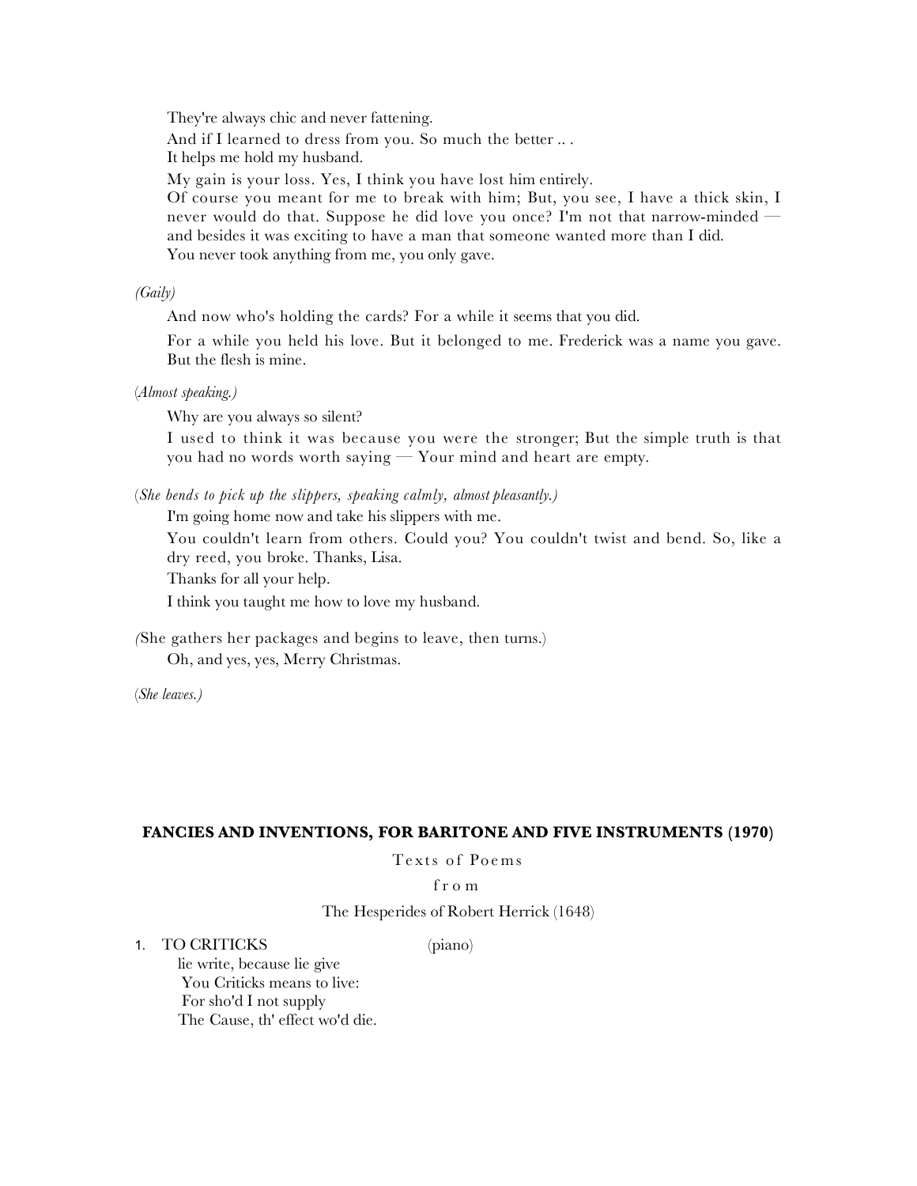They're always chic and never fattening.

And if I learned to dress from you. So much the better .. .
It helps me hold my husband.

My gain is your loss. Yes, I think you have lost him entirely.
Of course you meant for me to break with him; But, you see, I have a thick skin, I never would do that. Suppose he did love you once? I'm not that narrow-minded — and besides it was exciting to have a man that someone wanted more than I did.
You never took anything from me, you only gave.

*(Gaily)*

And now who's holding the cards? For a while it seems that you did.

For a while you held his love. But it belonged to me. Frederick was a name you gave. But the flesh is mine.

*(Almost speaking.)*

Why are you always so silent?

I used to think it was because you were the stronger; But the simple truth is that you had no words worth saying — Your mind and heart are empty.

*(She bends to pick up the slippers, speaking calmly, almost pleasantly.)*

I'm going home now and take his slippers with me.

You couldn't learn from others. Could you? You couldn't twist and bend. So, like a dry reed, you broke. Thanks, Lisa.

Thanks for all your help.

I think you taught me how to love my husband.

(She gathers her packages and begins to leave, then turns.)

Oh, and yes, yes, Merry Christmas.

*(She leaves.)*

## FANCIES AND INVENTIONS, FOR BARITONE AND FIVE INSTRUMENTS (1970)

Texts of Poems

from

The Hesperides of Robert Herrick (1648)

1. TO CRITICKS (piano)

lie write, because lie give
You Criticks means to live:
For sho'd I not supply
The Cause, th' effect wo'd die.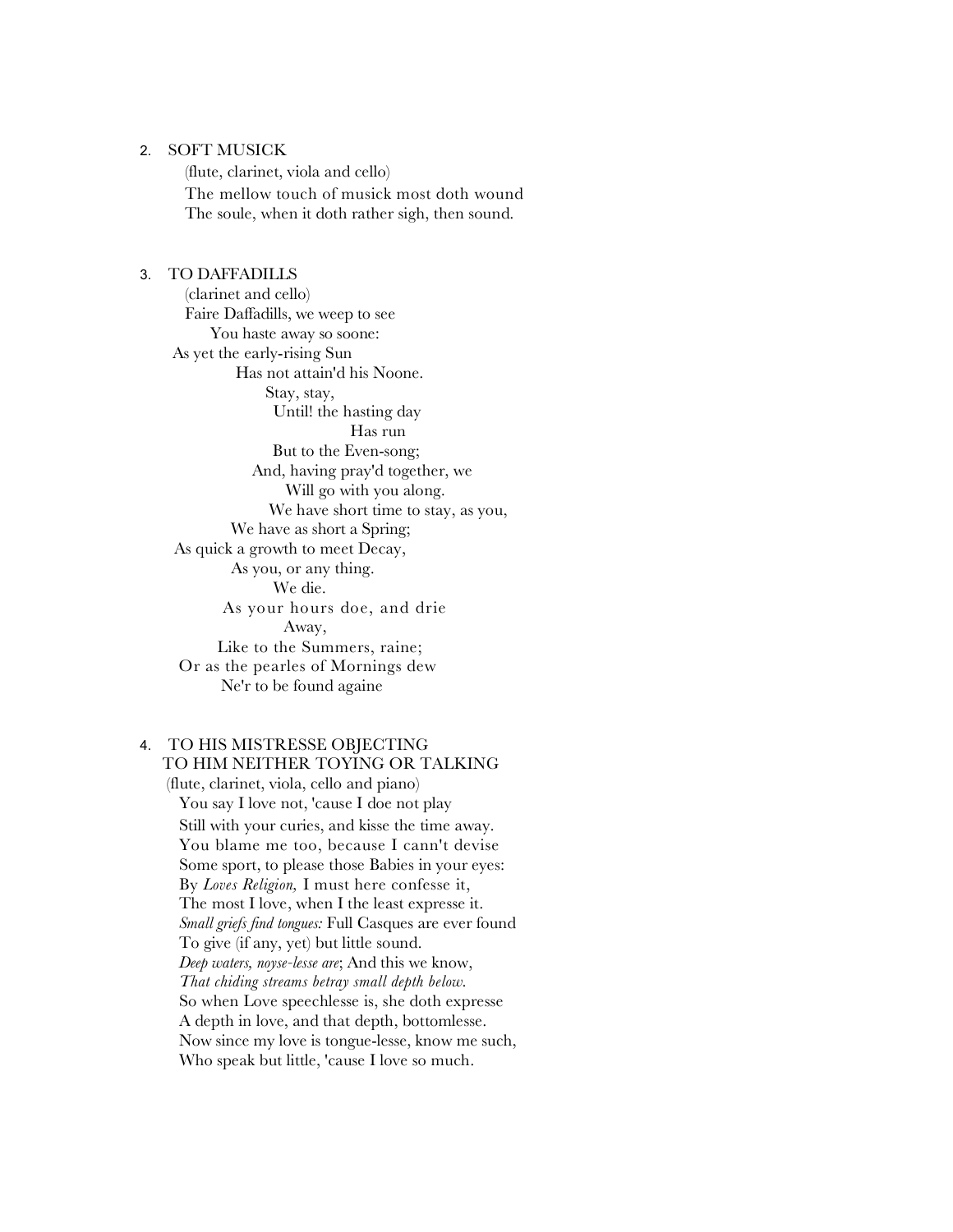2. SOFT MUSICK

(flute, clarinet, viola and cello)

The mellow touch of musick most doth wound
The soule, when it doth rather sigh, then sound.

3. TO DAFFADILLS

(clarinet and cello)

Faire Daffadills, we weep to see
You haste away so soone:
As yet the early-rising Sun
Has not attain'd his Noone.
Stay, stay,
Until! the hasting day
Has run
But to the Even-song;
And, having pray'd together, we
Will go with you along.
We have short time to stay, as you,
We have as short a Spring;
As quick a growth to meet Decay,
As you, or any thing.
We die.
As your hours doe, and drie
Away,
Like to the Summers, raine;
Or as the pearles of Mornings dew
Ne'r to be found againe

4. TO HIS MISTRESSE OBJECTING TO HIM NEITHER TOYING OR TALKING

(flute, clarinet, viola, cello and piano)

You say I love not, 'cause I doe not play
Still with your curies, and kisse the time away.
You blame me too, because I cann't devise
Some sport, to please those Babies in your eyes:
By *Loves Religion,* I must here confesse it,
The most I love, when I the least expresse it.
*Small griefs find tongues:* Full Casques are ever found
To give (if any, yet) but little sound.
*Deep waters, noyse-lesse are*; And this we know,
*That chiding streams betray small depth below.*
So when Love speechlesse is, she doth expresse
A depth in love, and that depth, bottomlesse.
Now since my love is tongue-lesse, know me such,
Who speak but little, 'cause I love so much.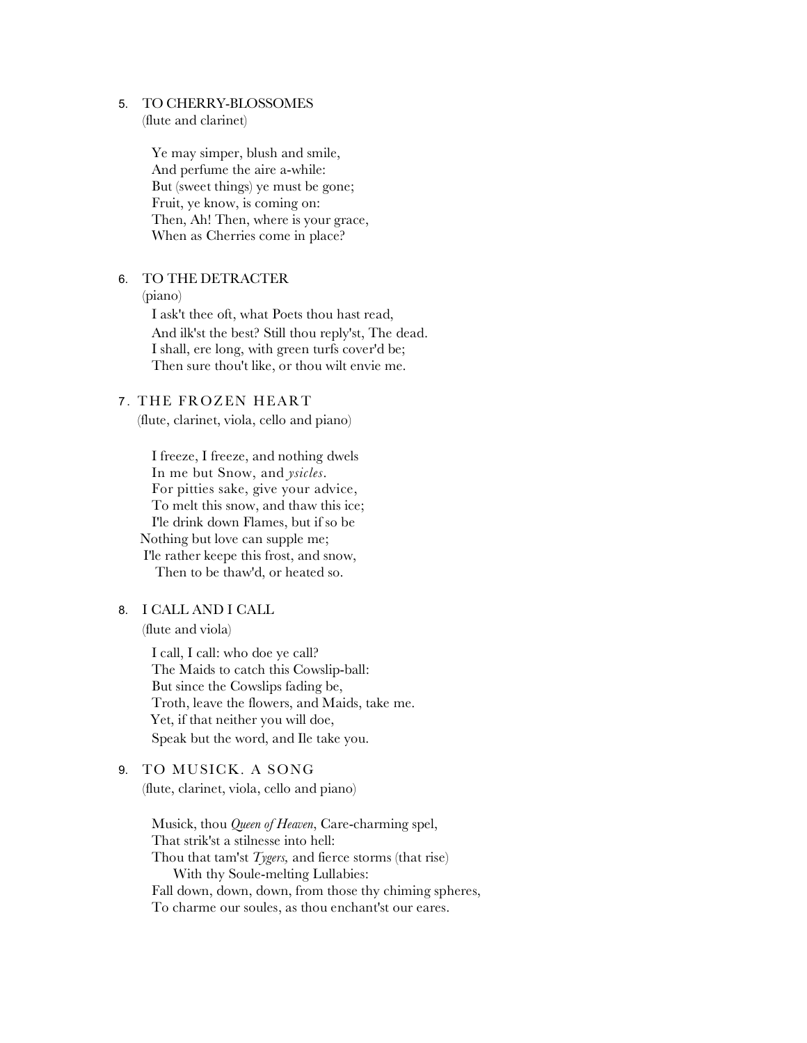5. TO CHERRY-BLOSSOMES

(flute and clarinet)

Ye may simper, blush and smile,
And perfume the aire a-while:
But (sweet things) ye must be gone;
Fruit, ye know, is coming on:
Then, Ah! Then, where is your grace,
When as Cherries come in place?

6. TO THE DETRACTER

(piano)

I ask't thee oft, what Poets thou hast read,
And ilk'st the best? Still thou reply'st, The dead.
I shall, ere long, with green turfs cover'd be;
Then sure thou't like, or thou wilt envie me.

7. THE FROZEN HEART

(flute, clarinet, viola, cello and piano)

I freeze, I freeze, and nothing dwels
In me but Snow, and *ysicles*.
For pitties sake, give your advice,
To melt this snow, and thaw this ice;
I'le drink down Flames, but if so be
Nothing but love can supple me;
I'le rather keepe this frost, and snow,
Then to be thaw'd, or heated so.

8. I CALL AND I CALL

(flute and viola)

I call, I call: who doe ye call?
The Maids to catch this Cowslip-ball:
But since the Cowslips fading be,
Troth, leave the flowers, and Maids, take me.
Yet, if that neither you will doe,
Speak but the word, and Ile take you.

9. TO MUSICK. A SONG

(flute, clarinet, viola, cello and piano)

Musick, thou *Queen of Heaven*, Care-charming spel,
That strik'st a stilnesse into hell:
Thou that tam'st *Tygers,* and fierce storms (that rise)
With thy Soule-melting Lullabies:
Fall down, down, down, from those thy chiming spheres,
To charme our soules, as thou enchant'st our eares.